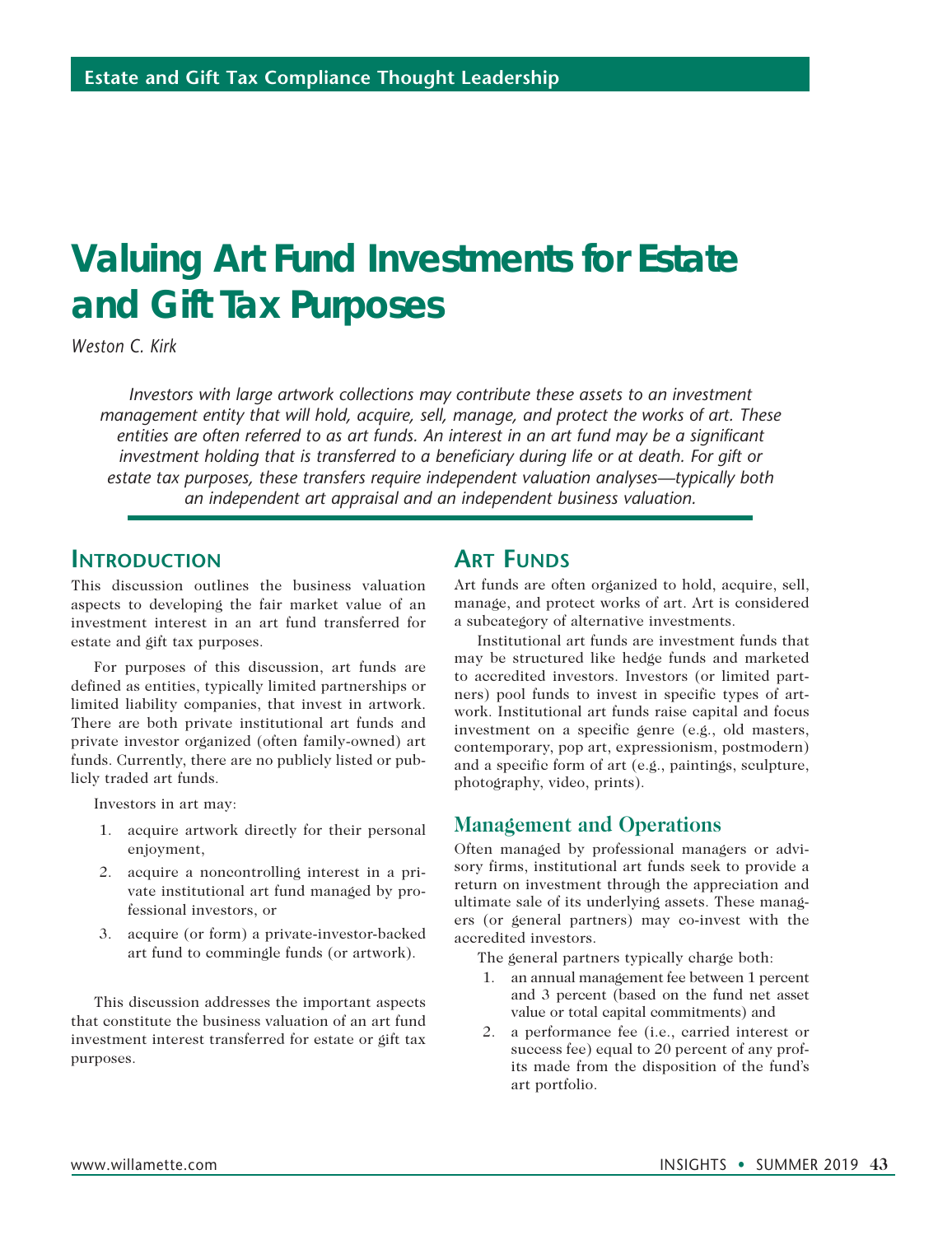Estate and Gift Tax Compliance Thought Leadership

# Valuing Art Fund Investments for Estate and Gift Tax Purposes

*Weston C. Kirk*

*Investors with large artwork collections may contribute these assets to an investment management entity that will hold, acquire, sell, manage, and protect the works of art. These entities are often referred to as art funds. An interest in an art fund may be a significant investment holding that is transferred to a beneficiary during life or at death. For gift or estate tax purposes, these transfers require independent valuation analyses—typically both an independent art appraisal and an independent business valuation.*

## Introduction

This discussion outlines the business valuation aspects to developing the fair market value of an investment interest in an art fund transferred for estate and gift tax purposes.

For purposes of this discussion, art funds are defined as entities, typically limited partnerships or limited liability companies, that invest in artwork. There are both private institutional art funds and private investor organized (often family-owned) art funds. Currently, there are no publicly listed or publicly traded art funds.

Investors in art may:

1. acquire artwork directly for their personal enjoyment,
2. acquire a noncontrolling interest in a private institutional art fund managed by professional investors, or
3. acquire (or form) a private-investor-backed art fund to commingle funds (or artwork).

This discussion addresses the important aspects that constitute the business valuation of an art fund investment interest transferred for estate or gift tax purposes.

## Art Funds

Art funds are often organized to hold, acquire, sell, manage, and protect works of art. Art is considered a subcategory of alternative investments.

Institutional art funds are investment funds that may be structured like hedge funds and marketed to accredited investors. Investors (or limited partners) pool funds to invest in specific types of artwork. Institutional art funds raise capital and focus investment on a specific genre (e.g., old masters, contemporary, pop art, expressionism, postmodern) and a specific form of art (e.g., paintings, sculpture, photography, video, prints).

### Management and Operations

Often managed by professional managers or advisory firms, institutional art funds seek to provide a return on investment through the appreciation and ultimate sale of its underlying assets. These managers (or general partners) may co-invest with the accredited investors.

The general partners typically charge both:

1. an annual management fee between 1 percent and 3 percent (based on the fund net asset value or total capital commitments) and
2. a performance fee (i.e., carried interest or success fee) equal to 20 percent of any profits made from the disposition of the fund's art portfolio.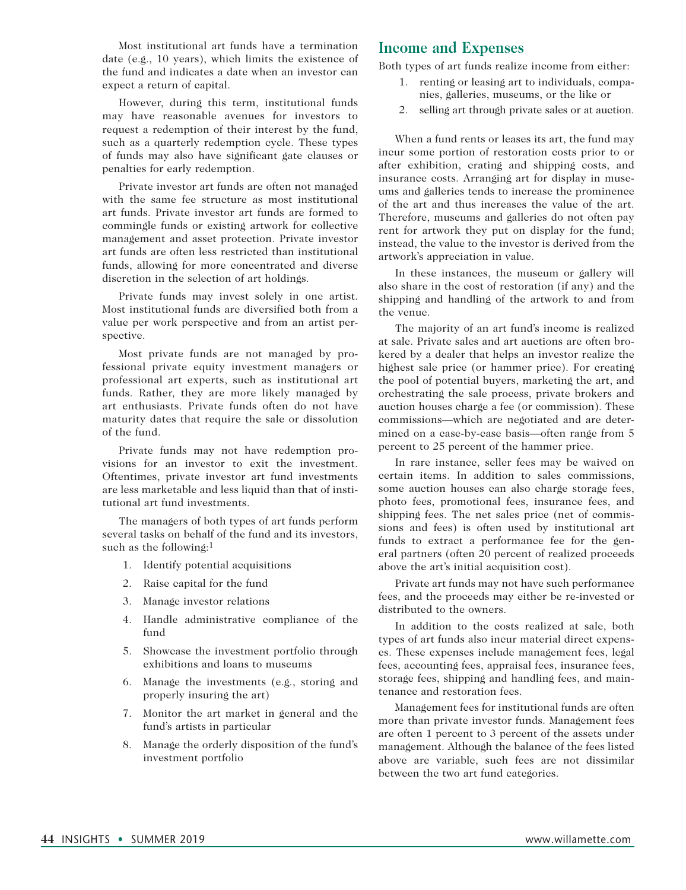Most institutional art funds have a termination date (e.g., 10 years), which limits the existence of the fund and indicates a date when an investor can expect a return of capital.

However, during this term, institutional funds may have reasonable avenues for investors to request a redemption of their interest by the fund, such as a quarterly redemption cycle. These types of funds may also have significant gate clauses or penalties for early redemption.

Private investor art funds are often not managed with the same fee structure as most institutional art funds. Private investor art funds are formed to commingle funds or existing artwork for collective management and asset protection. Private investor art funds are often less restricted than institutional funds, allowing for more concentrated and diverse discretion in the selection of art holdings.

Private funds may invest solely in one artist. Most institutional funds are diversified both from a value per work perspective and from an artist perspective.

Most private funds are not managed by professional private equity investment managers or professional art experts, such as institutional art funds. Rather, they are more likely managed by art enthusiasts. Private funds often do not have maturity dates that require the sale or dissolution of the fund.

Private funds may not have redemption provisions for an investor to exit the investment. Oftentimes, private investor art fund investments are less marketable and less liquid than that of institutional art fund investments.

The managers of both types of art funds perform several tasks on behalf of the fund and its investors, such as the following:[1]

1. Identify potential acquisitions
2. Raise capital for the fund
3. Manage investor relations
4. Handle administrative compliance of the fund
5. Showcase the investment portfolio through exhibitions and loans to museums
6. Manage the investments (e.g., storing and properly insuring the art)
7. Monitor the art market in general and the fund's artists in particular
8. Manage the orderly disposition of the fund's investment portfolio

## Income and Expenses

Both types of art funds realize income from either:

1. renting or leasing art to individuals, companies, galleries, museums, or the like or
2. selling art through private sales or at auction.

When a fund rents or leases its art, the fund may incur some portion of restoration costs prior to or after exhibition, crating and shipping costs, and insurance costs. Arranging art for display in museums and galleries tends to increase the prominence of the art and thus increases the value of the art. Therefore, museums and galleries do not often pay rent for artwork they put on display for the fund; instead, the value to the investor is derived from the artwork's appreciation in value.

In these instances, the museum or gallery will also share in the cost of restoration (if any) and the shipping and handling of the artwork to and from the venue.

The majority of an art fund's income is realized at sale. Private sales and art auctions are often brokered by a dealer that helps an investor realize the highest sale price (or hammer price). For creating the pool of potential buyers, marketing the art, and orchestrating the sale process, private brokers and auction houses charge a fee (or commission). These commissions—which are negotiated and are determined on a case-by-case basis—often range from 5 percent to 25 percent of the hammer price.

In rare instance, seller fees may be waived on certain items. In addition to sales commissions, some auction houses can also charge storage fees, photo fees, promotional fees, insurance fees, and shipping fees. The net sales price (net of commissions and fees) is often used by institutional art funds to extract a performance fee for the general partners (often 20 percent of realized proceeds above the art's initial acquisition cost).

Private art funds may not have such performance fees, and the proceeds may either be re-invested or distributed to the owners.

In addition to the costs realized at sale, both types of art funds also incur material direct expenses. These expenses include management fees, legal fees, accounting fees, appraisal fees, insurance fees, storage fees, shipping and handling fees, and maintenance and restoration fees.

Management fees for institutional funds are often more than private investor funds. Management fees are often 1 percent to 3 percent of the assets under management. Although the balance of the fees listed above are variable, such fees are not dissimilar between the two art fund categories.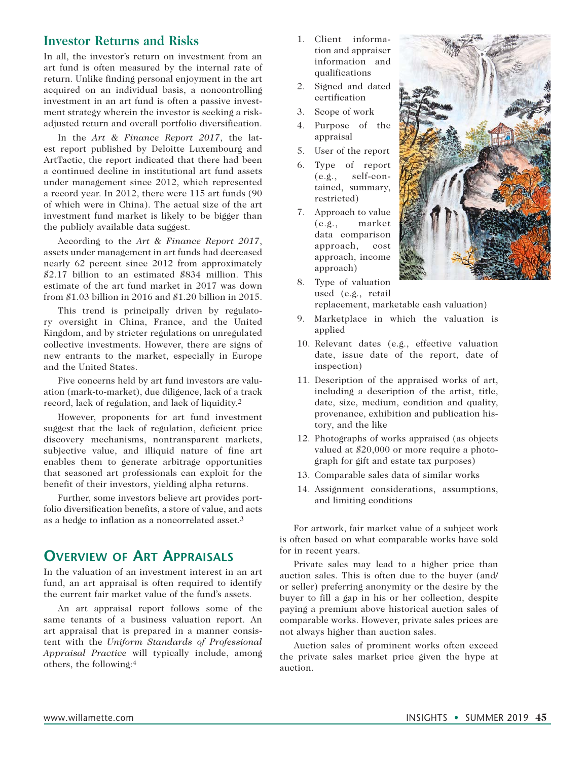## Investor Returns and Risks

In all, the investor's return on investment from an art fund is often measured by the internal rate of return. Unlike finding personal enjoyment in the art acquired on an individual basis, a noncontrolling investment in an art fund is often a passive investment strategy wherein the investor is seeking a risk-adjusted return and overall portfolio diversification.

In the *Art & Finance Report 2017*, the latest report published by Deloitte Luxembourg and ArtTactic, the report indicated that there had been a continued decline in institutional art fund assets under management since 2012, which represented a record year. In 2012, there were 115 art funds (90 of which were in China). The actual size of the art investment fund market is likely to be bigger than the publicly available data suggest.

According to the *Art & Finance Report 2017*, assets under management in art funds had decreased nearly 62 percent since 2012 from approximately $2.17 billion to an estimated $834 million. This estimate of the art fund market in 2017 was down from $1.03 billion in 2016 and $1.20 billion in 2015.

This trend is principally driven by regulatory oversight in China, France, and the United Kingdom, and by stricter regulations on unregulated collective investments. However, there are signs of new entrants to the market, especially in Europe and the United States.

Five concerns held by art fund investors are valuation (mark-to-market), due diligence, lack of a track record, lack of regulation, and lack of liquidity.[2]

However, proponents for art fund investment suggest that the lack of regulation, deficient price discovery mechanisms, nontransparent markets, subjective value, and illiquid nature of fine art enables them to generate arbitrage opportunities that seasoned art professionals can exploit for the benefit of their investors, yielding alpha returns.

Further, some investors believe art provides portfolio diversification benefits, a store of value, and acts as a hedge to inflation as a noncorrelated asset.[3]

## Overview of Art Appraisals

In the valuation of an investment interest in an art fund, an art appraisal is often required to identify the current fair market value of the fund's assets.

An art appraisal report follows some of the same tenants of a business valuation report. An art appraisal that is prepared in a manner consistent with the *Uniform Standards of Professional Appraisal Practice* will typically include, among others, the following:[4]

1. Client information and appraiser information and qualifications
2. Signed and dated certification
3. Scope of work
4. Purpose of the appraisal
5. User of the report
6. Type of report (e.g., self-contained, summary, restricted)
7. Approach to value (e.g., market data comparison approach, cost approach, income approach)
8. Type of valuation used (e.g., retail replacement, marketable cash valuation)
9. Marketplace in which the valuation is applied
10. Relevant dates (e.g., effective valuation date, issue date of the report, date of inspection)
11. Description of the appraised works of art, including a description of the artist, title, date, size, medium, condition and quality, provenance, exhibition and publication history, and the like
12. Photographs of works appraised (as objects valued at $20,000 or more require a photograph for gift and estate tax purposes)
13. Comparable sales data of similar works
14. Assignment considerations, assumptions, and limiting conditions

For artwork, fair market value of a subject work is often based on what comparable works have sold for in recent years.

Private sales may lead to a higher price than auction sales. This is often due to the buyer (and/or seller) preferring anonymity or the desire by the buyer to fill a gap in his or her collection, despite paying a premium above historical auction sales of comparable works. However, private sales prices are not always higher than auction sales.

Auction sales of prominent works often exceed the private sales market price given the hype at auction.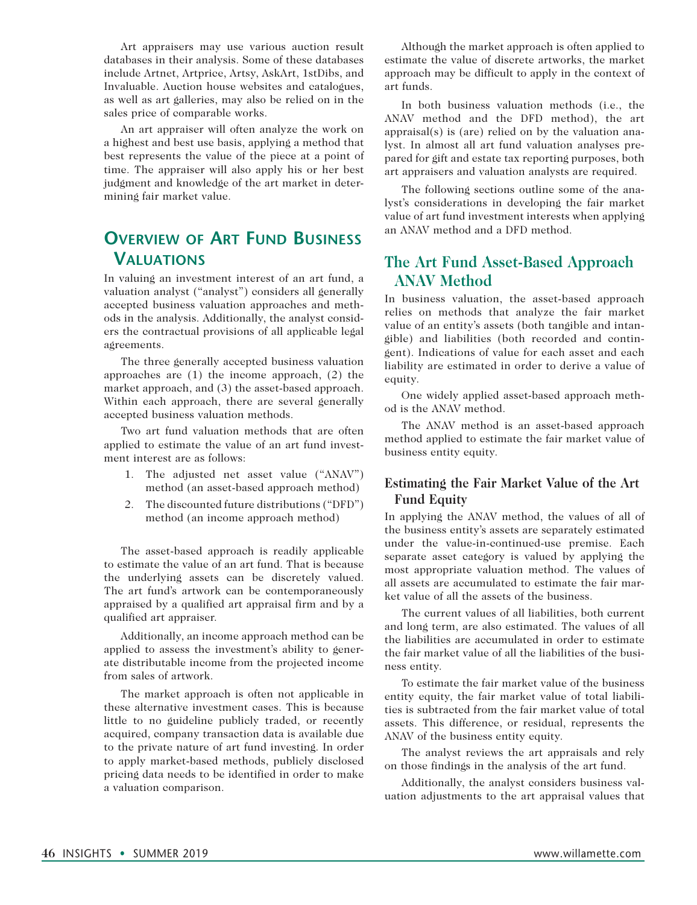Art appraisers may use various auction result databases in their analysis. Some of these databases include Artnet, Artprice, Artsy, AskArt, 1stDibs, and Invaluable. Auction house websites and catalogues, as well as art galleries, may also be relied on in the sales price of comparable works.

An art appraiser will often analyze the work on a highest and best use basis, applying a method that best represents the value of the piece at a point of time. The appraiser will also apply his or her best judgment and knowledge of the art market in determining fair market value.

## Overview of Art Fund Business Valuations

In valuing an investment interest of an art fund, a valuation analyst ("analyst") considers all generally accepted business valuation approaches and methods in the analysis. Additionally, the analyst considers the contractual provisions of all applicable legal agreements.

The three generally accepted business valuation approaches are (1) the income approach, (2) the market approach, and (3) the asset-based approach. Within each approach, there are several generally accepted business valuation methods.

Two art fund valuation methods that are often applied to estimate the value of an art fund investment interest are as follows:

1. The adjusted net asset value ("ANAV") method (an asset-based approach method)
2. The discounted future distributions ("DFD") method (an income approach method)

The asset-based approach is readily applicable to estimate the value of an art fund. That is because the underlying assets can be discretely valued. The art fund's artwork can be contemporaneously appraised by a qualified art appraisal firm and by a qualified art appraiser.

Additionally, an income approach method can be applied to assess the investment's ability to generate distributable income from the projected income from sales of artwork.

The market approach is often not applicable in these alternative investment cases. This is because little to no guideline publicly traded, or recently acquired, company transaction data is available due to the private nature of art fund investing. In order to apply market-based methods, publicly disclosed pricing data needs to be identified in order to make a valuation comparison.

Although the market approach is often applied to estimate the value of discrete artworks, the market approach may be difficult to apply in the context of art funds.

In both business valuation methods (i.e., the ANAV method and the DFD method), the art appraisal(s) is (are) relied on by the valuation analyst. In almost all art fund valuation analyses prepared for gift and estate tax reporting purposes, both art appraisers and valuation analysts are required.

The following sections outline some of the analyst's considerations in developing the fair market value of art fund investment interests when applying an ANAV method and a DFD method.

## The Art Fund Asset-Based Approach ANAV Method

In business valuation, the asset-based approach relies on methods that analyze the fair market value of an entity's assets (both tangible and intangible) and liabilities (both recorded and contingent). Indications of value for each asset and each liability are estimated in order to derive a value of equity.

One widely applied asset-based approach method is the ANAV method.

The ANAV method is an asset-based approach method applied to estimate the fair market value of business entity equity.

### Estimating the Fair Market Value of the Art Fund Equity

In applying the ANAV method, the values of all of the business entity's assets are separately estimated under the value-in-continued-use premise. Each separate asset category is valued by applying the most appropriate valuation method. The values of all assets are accumulated to estimate the fair market value of all the assets of the business.

The current values of all liabilities, both current and long term, are also estimated. The values of all the liabilities are accumulated in order to estimate the fair market value of all the liabilities of the business entity.

To estimate the fair market value of the business entity equity, the fair market value of total liabilities is subtracted from the fair market value of total assets. This difference, or residual, represents the ANAV of the business entity equity.

The analyst reviews the art appraisals and rely on those findings in the analysis of the art fund.

Additionally, the analyst considers business valuation adjustments to the art appraisal values that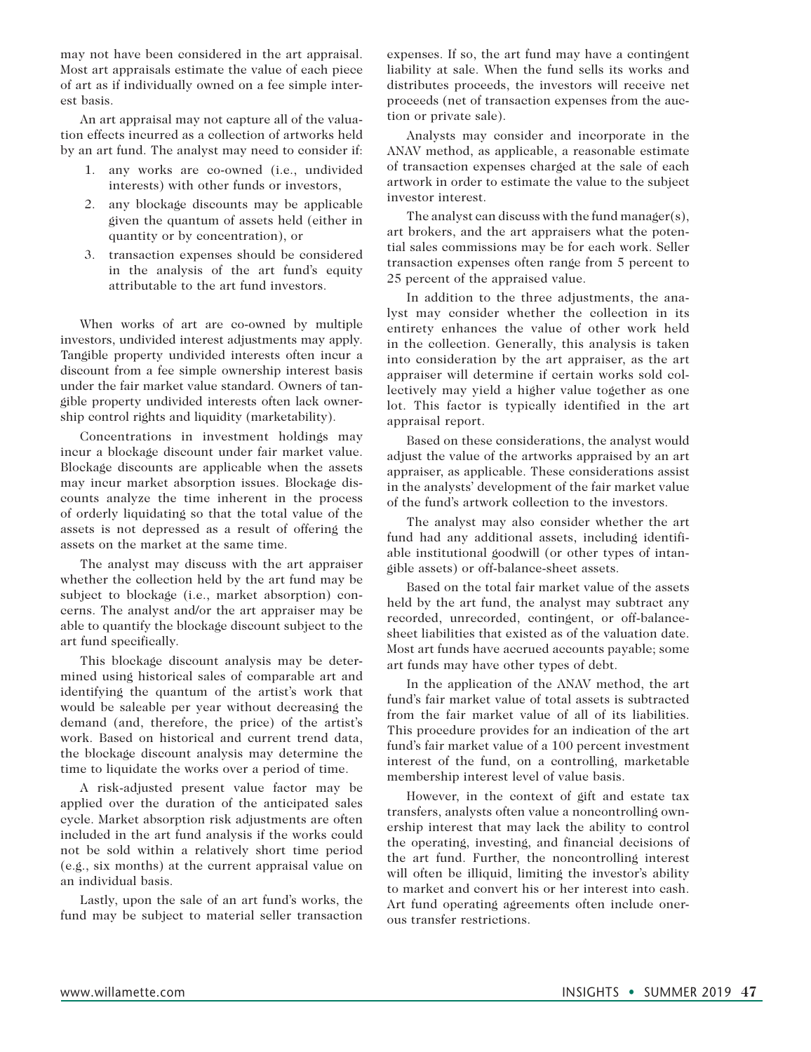may not have been considered in the art appraisal. Most art appraisals estimate the value of each piece of art as if individually owned on a fee simple interest basis.

An art appraisal may not capture all of the valuation effects incurred as a collection of artworks held by an art fund. The analyst may need to consider if:

1. any works are co-owned (i.e., undivided interests) with other funds or investors,
2. any blockage discounts may be applicable given the quantum of assets held (either in quantity or by concentration), or
3. transaction expenses should be considered in the analysis of the art fund's equity attributable to the art fund investors.

When works of art are co-owned by multiple investors, undivided interest adjustments may apply. Tangible property undivided interests often incur a discount from a fee simple ownership interest basis under the fair market value standard. Owners of tangible property undivided interests often lack ownership control rights and liquidity (marketability).

Concentrations in investment holdings may incur a blockage discount under fair market value. Blockage discounts are applicable when the assets may incur market absorption issues. Blockage discounts analyze the time inherent in the process of orderly liquidating so that the total value of the assets is not depressed as a result of offering the assets on the market at the same time.

The analyst may discuss with the art appraiser whether the collection held by the art fund may be subject to blockage (i.e., market absorption) concerns. The analyst and/or the art appraiser may be able to quantify the blockage discount subject to the art fund specifically.

This blockage discount analysis may be determined using historical sales of comparable art and identifying the quantum of the artist's work that would be saleable per year without decreasing the demand (and, therefore, the price) of the artist's work. Based on historical and current trend data, the blockage discount analysis may determine the time to liquidate the works over a period of time.

A risk-adjusted present value factor may be applied over the duration of the anticipated sales cycle. Market absorption risk adjustments are often included in the art fund analysis if the works could not be sold within a relatively short time period (e.g., six months) at the current appraisal value on an individual basis.

Lastly, upon the sale of an art fund's works, the fund may be subject to material seller transaction expenses. If so, the art fund may have a contingent liability at sale. When the fund sells its works and distributes proceeds, the investors will receive net proceeds (net of transaction expenses from the auction or private sale).

Analysts may consider and incorporate in the ANAV method, as applicable, a reasonable estimate of transaction expenses charged at the sale of each artwork in order to estimate the value to the subject investor interest.

The analyst can discuss with the fund manager(s), art brokers, and the art appraisers what the potential sales commissions may be for each work. Seller transaction expenses often range from 5 percent to 25 percent of the appraised value.

In addition to the three adjustments, the analyst may consider whether the collection in its entirety enhances the value of other work held in the collection. Generally, this analysis is taken into consideration by the art appraiser, as the art appraiser will determine if certain works sold collectively may yield a higher value together as one lot. This factor is typically identified in the art appraisal report.

Based on these considerations, the analyst would adjust the value of the artworks appraised by an art appraiser, as applicable. These considerations assist in the analysts' development of the fair market value of the fund's artwork collection to the investors.

The analyst may also consider whether the art fund had any additional assets, including identifiable institutional goodwill (or other types of intangible assets) or off-balance-sheet assets.

Based on the total fair market value of the assets held by the art fund, the analyst may subtract any recorded, unrecorded, contingent, or off-balance-sheet liabilities that existed as of the valuation date. Most art funds have accrued accounts payable; some art funds may have other types of debt.

In the application of the ANAV method, the art fund's fair market value of total assets is subtracted from the fair market value of all of its liabilities. This procedure provides for an indication of the art fund's fair market value of a 100 percent investment interest of the fund, on a controlling, marketable membership interest level of value basis.

However, in the context of gift and estate tax transfers, analysts often value a noncontrolling ownership interest that may lack the ability to control the operating, investing, and financial decisions of the art fund. Further, the noncontrolling interest will often be illiquid, limiting the investor's ability to market and convert his or her interest into cash. Art fund operating agreements often include onerous transfer restrictions.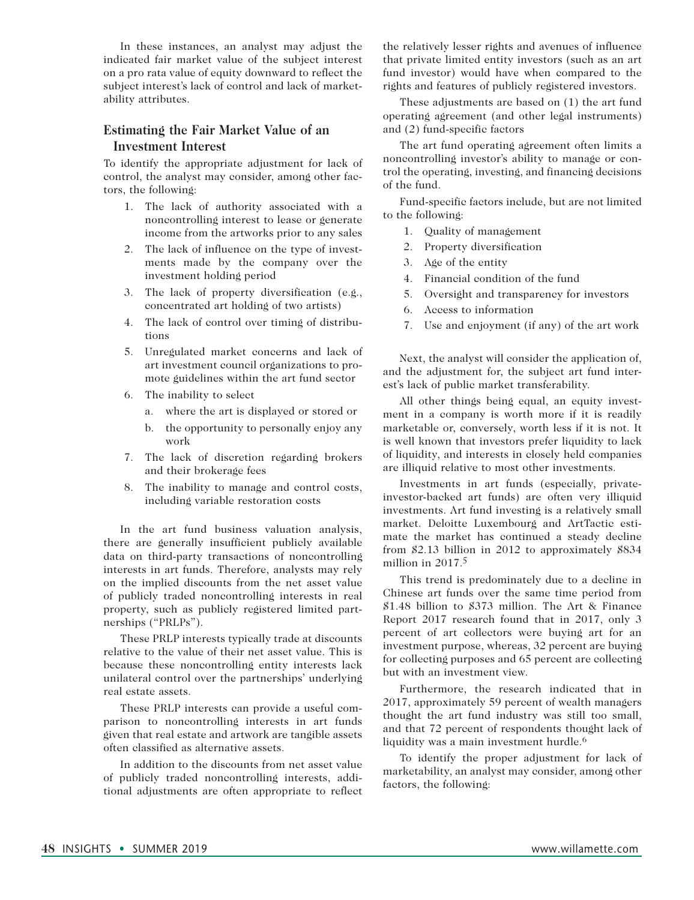In these instances, an analyst may adjust the indicated fair market value of the subject interest on a pro rata value of equity downward to reflect the subject interest's lack of control and lack of marketability attributes.

## Estimating the Fair Market Value of an Investment Interest

To identify the appropriate adjustment for lack of control, the analyst may consider, among other factors, the following:

1. The lack of authority associated with a noncontrolling interest to lease or generate income from the artworks prior to any sales
2. The lack of influence on the type of investments made by the company over the investment holding period
3. The lack of property diversification (e.g., concentrated art holding of two artists)
4. The lack of control over timing of distributions
5. Unregulated market concerns and lack of art investment council organizations to promote guidelines within the art fund sector
6. The inability to select
   a. where the art is displayed or stored or
   b. the opportunity to personally enjoy any work
7. The lack of discretion regarding brokers and their brokerage fees
8. The inability to manage and control costs, including variable restoration costs

In the art fund business valuation analysis, there are generally insufficient publicly available data on third-party transactions of noncontrolling interests in art funds. Therefore, analysts may rely on the implied discounts from the net asset value of publicly traded noncontrolling interests in real property, such as publicly registered limited partnerships ("PRLPs").

These PRLP interests typically trade at discounts relative to the value of their net asset value. This is because these noncontrolling entity interests lack unilateral control over the partnerships' underlying real estate assets.

These PRLP interests can provide a useful comparison to noncontrolling interests in art funds given that real estate and artwork are tangible assets often classified as alternative assets.

In addition to the discounts from net asset value of publicly traded noncontrolling interests, additional adjustments are often appropriate to reflect the relatively lesser rights and avenues of influence that private limited entity investors (such as an art fund investor) would have when compared to the rights and features of publicly registered investors.

These adjustments are based on (1) the art fund operating agreement (and other legal instruments) and (2) fund-specific factors

The art fund operating agreement often limits a noncontrolling investor's ability to manage or control the operating, investing, and financing decisions of the fund.

Fund-specific factors include, but are not limited to the following:

1. Quality of management
2. Property diversification
3. Age of the entity
4. Financial condition of the fund
5. Oversight and transparency for investors
6. Access to information
7. Use and enjoyment (if any) of the art work

Next, the analyst will consider the application of, and the adjustment for, the subject art fund interest's lack of public market transferability.

All other things being equal, an equity investment in a company is worth more if it is readily marketable or, conversely, worth less if it is not. It is well known that investors prefer liquidity to lack of liquidity, and interests in closely held companies are illiquid relative to most other investments.

Investments in art funds (especially, private-investor-backed art funds) are often very illiquid investments. Art fund investing is a relatively small market. Deloitte Luxembourg and ArtTactic estimate the market has continued a steady decline from $2.13 billion in 2012 to approximately $834 million in 2017.[5]

This trend is predominately due to a decline in Chinese art funds over the same time period from $1.48 billion to $373 million. The Art & Finance Report 2017 research found that in 2017, only 3 percent of art collectors were buying art for an investment purpose, whereas, 32 percent are buying for collecting purposes and 65 percent are collecting but with an investment view.

Furthermore, the research indicated that in 2017, approximately 59 percent of wealth managers thought the art fund industry was still too small, and that 72 percent of respondents thought lack of liquidity was a main investment hurdle.[6]

To identify the proper adjustment for lack of marketability, an analyst may consider, among other factors, the following: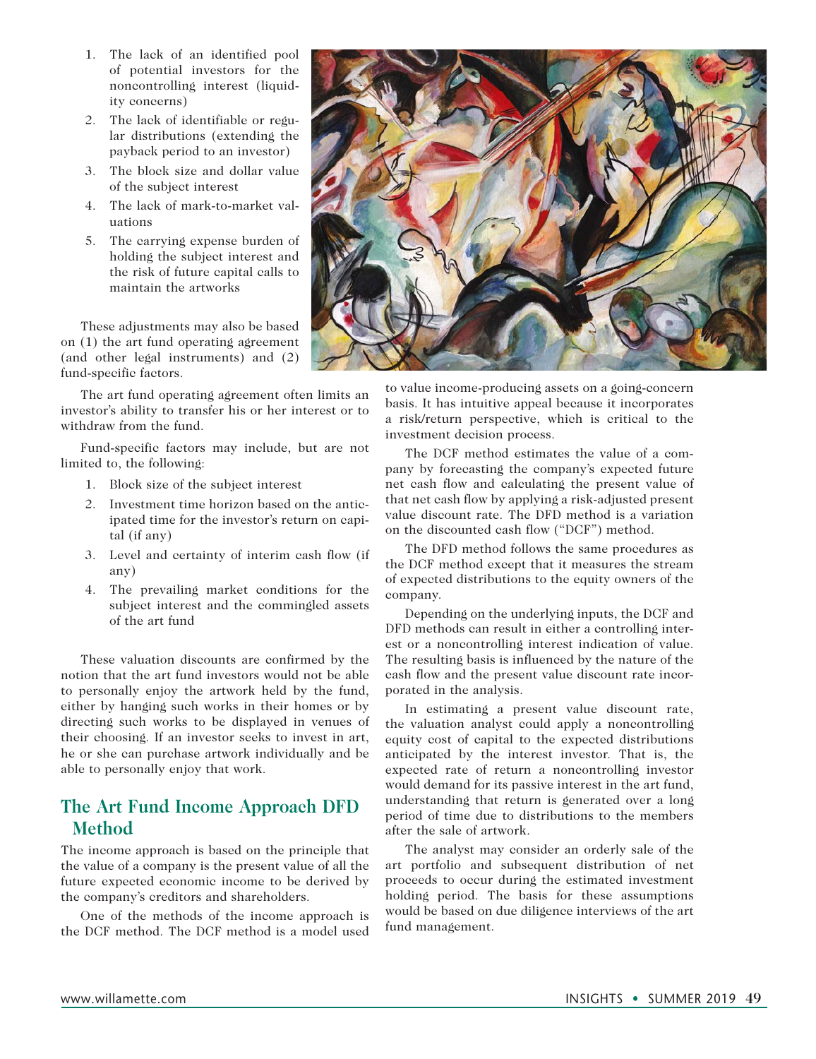1. The lack of an identified pool of potential investors for the noncontrolling interest (liquidity concerns)
2. The lack of identifiable or regular distributions (extending the payback period to an investor)
3. The block size and dollar value of the subject interest
4. The lack of mark-to-market valuations
5. The carrying expense burden of holding the subject interest and the risk of future capital calls to maintain the artworks

These adjustments may also be based on (1) the art fund operating agreement (and other legal instruments) and (2) fund-specific factors.

The art fund operating agreement often limits an investor's ability to transfer his or her interest or to withdraw from the fund.

Fund-specific factors may include, but are not limited to, the following:

1. Block size of the subject interest
2. Investment time horizon based on the anticipated time for the investor's return on capital (if any)
3. Level and certainty of interim cash flow (if any)
4. The prevailing market conditions for the subject interest and the commingled assets of the art fund

These valuation discounts are confirmed by the notion that the art fund investors would not be able to personally enjoy the artwork held by the fund, either by hanging such works in their homes or by directing such works to be displayed in venues of their choosing. If an investor seeks to invest in art, he or she can purchase artwork individually and be able to personally enjoy that work.

## The Art Fund Income Approach DFD Method

The income approach is based on the principle that the value of a company is the present value of all the future expected economic income to be derived by the company's creditors and shareholders.

One of the methods of the income approach is the DCF method. The DCF method is a model used to value income-producing assets on a going-concern basis. It has intuitive appeal because it incorporates a risk/return perspective, which is critical to the investment decision process.

The DCF method estimates the value of a company by forecasting the company's expected future net cash flow and calculating the present value of that net cash flow by applying a risk-adjusted present value discount rate. The DFD method is a variation on the discounted cash flow ("DCF") method.

The DFD method follows the same procedures as the DCF method except that it measures the stream of expected distributions to the equity owners of the company.

Depending on the underlying inputs, the DCF and DFD methods can result in either a controlling interest or a noncontrolling interest indication of value. The resulting basis is influenced by the nature of the cash flow and the present value discount rate incorporated in the analysis.

In estimating a present value discount rate, the valuation analyst could apply a noncontrolling equity cost of capital to the expected distributions anticipated by the interest investor. That is, the expected rate of return a noncontrolling investor would demand for its passive interest in the art fund, understanding that return is generated over a long period of time due to distributions to the members after the sale of artwork.

The analyst may consider an orderly sale of the art portfolio and subsequent distribution of net proceeds to occur during the estimated investment holding period. The basis for these assumptions would be based on due diligence interviews of the art fund management.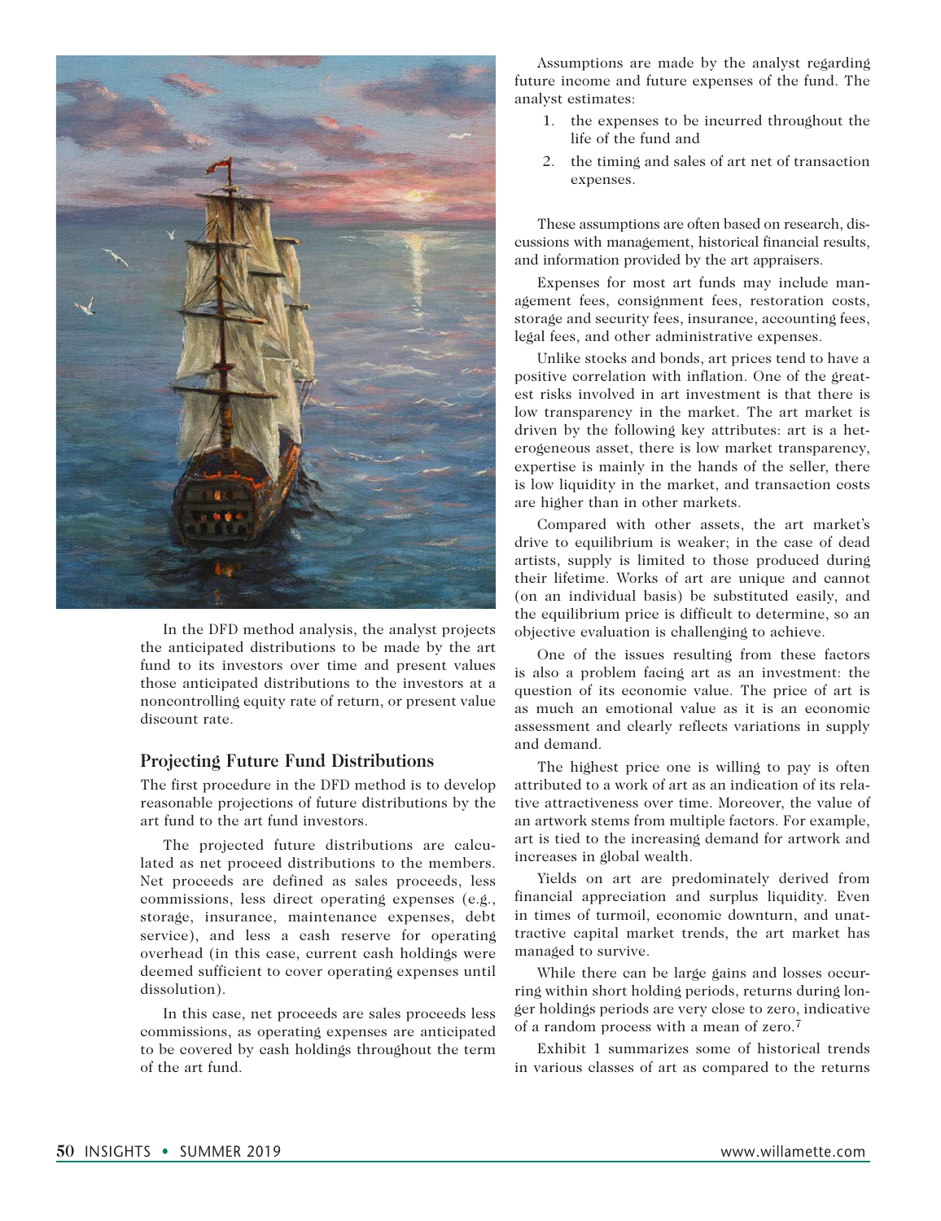In the DFD method analysis, the analyst projects the anticipated distributions to be made by the art fund to its investors over time and present values those anticipated distributions to the investors at a noncontrolling equity rate of return, or present value discount rate.

### Projecting Future Fund Distributions

The first procedure in the DFD method is to develop reasonable projections of future distributions by the art fund to the art fund investors.

The projected future distributions are calculated as net proceed distributions to the members. Net proceeds are defined as sales proceeds, less commissions, less direct operating expenses (e.g., storage, insurance, maintenance expenses, debt service), and less a cash reserve for operating overhead (in this case, current cash holdings were deemed sufficient to cover operating expenses until dissolution).

In this case, net proceeds are sales proceeds less commissions, as operating expenses are anticipated to be covered by cash holdings throughout the term of the art fund.

Assumptions are made by the analyst regarding future income and future expenses of the fund. The analyst estimates:

1. the expenses to be incurred throughout the life of the fund and
2. the timing and sales of art net of transaction expenses.

These assumptions are often based on research, discussions with management, historical financial results, and information provided by the art appraisers.

Expenses for most art funds may include management fees, consignment fees, restoration costs, storage and security fees, insurance, accounting fees, legal fees, and other administrative expenses.

Unlike stocks and bonds, art prices tend to have a positive correlation with inflation. One of the greatest risks involved in art investment is that there is low transparency in the market. The art market is driven by the following key attributes: art is a heterogeneous asset, there is low market transparency, expertise is mainly in the hands of the seller, there is low liquidity in the market, and transaction costs are higher than in other markets.

Compared with other assets, the art market's drive to equilibrium is weaker; in the case of dead artists, supply is limited to those produced during their lifetime. Works of art are unique and cannot (on an individual basis) be substituted easily, and the equilibrium price is difficult to determine, so an objective evaluation is challenging to achieve.

One of the issues resulting from these factors is also a problem facing art as an investment: the question of its economic value. The price of art is as much an emotional value as it is an economic assessment and clearly reflects variations in supply and demand.

The highest price one is willing to pay is often attributed to a work of art as an indication of its relative attractiveness over time. Moreover, the value of an artwork stems from multiple factors. For example, art is tied to the increasing demand for artwork and increases in global wealth.

Yields on art are predominately derived from financial appreciation and surplus liquidity. Even in times of turmoil, economic downturn, and unattractive capital market trends, the art market has managed to survive.

While there can be large gains and losses occurring within short holding periods, returns during longer holdings periods are very close to zero, indicative of a random process with a mean of zero.[7]

Exhibit 1 summarizes some of historical trends in various classes of art as compared to the returns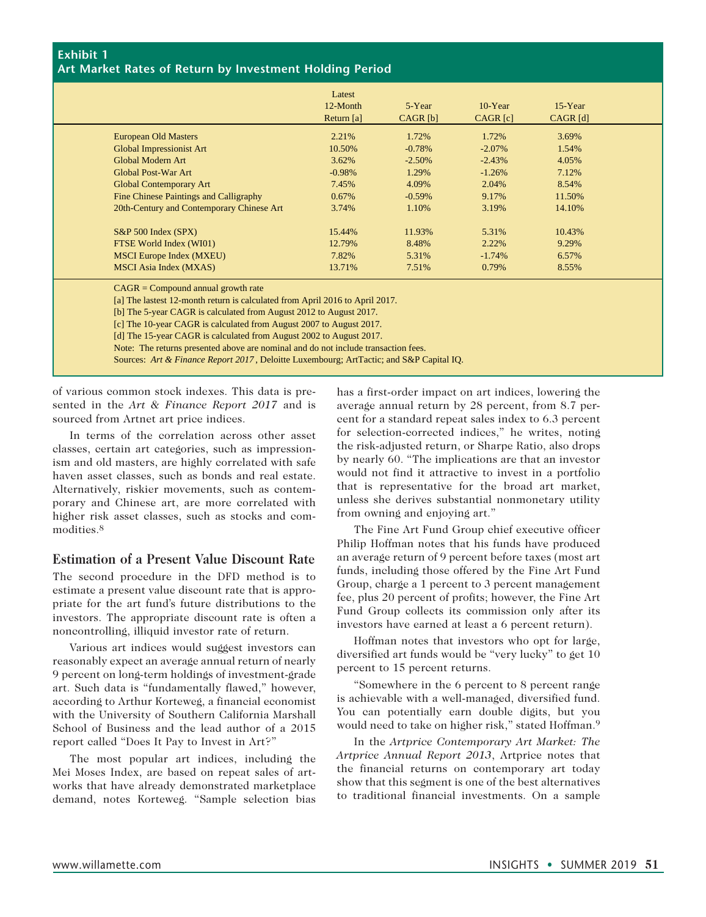**Exhibit 1**
**Art Market Rates of Return by Investment Holding Period**

| | Latest 12-Month Return [a] | 5-Year CAGR [b] | 10-Year CAGR [c] | 15-Year CAGR [d] |
|---|---|---|---|---|
| European Old Masters | 2.21% | 1.72% | 1.72% | 3.69% |
| Global Impressionist Art | 10.50% | -0.78% | -2.07% | 1.54% |
| Global Modern Art | 3.62% | -2.50% | -2.43% | 4.05% |
| Global Post-War Art | -0.98% | 1.29% | -1.26% | 7.12% |
| Global Contemporary Art | 7.45% | 4.09% | 2.04% | 8.54% |
| Fine Chinese Paintings and Calligraphy | 0.67% | -0.59% | 9.17% | 11.50% |
| 20th-Century and Contemporary Chinese Art | 3.74% | 1.10% | 3.19% | 14.10% |
| S&P 500 Index (SPX) | 15.44% | 11.93% | 5.31% | 10.43% |
| FTSE World Index (WI01) | 12.79% | 8.48% | 2.22% | 9.29% |
| MSCI Europe Index (MXEU) | 7.82% | 5.31% | -1.74% | 6.57% |
| MSCI Asia Index (MXAS) | 13.71% | 7.51% | 0.79% | 8.55% |

CAGR = Compound annual growth rate

[a] The lastest 12-month return is calculated from April 2016 to April 2017.

[b] The 5-year CAGR is calculated from August 2012 to August 2017.

[c] The 10-year CAGR is calculated from August 2007 to August 2017.

[d] The 15-year CAGR is calculated from August 2002 to August 2017.

Note: The returns presented above are nominal and do not include transaction fees.

Sources: *Art & Finance Report 2017*, Deloitte Luxembourg; ArtTactic; and S&P Capital IQ.

of various common stock indexes. This data is presented in the *Art & Finance Report 2017* and is sourced from Artnet art price indices.

In terms of the correlation across other asset classes, certain art categories, such as impressionism and old masters, are highly correlated with safe haven asset classes, such as bonds and real estate. Alternatively, riskier movements, such as contemporary and Chinese art, are more correlated with higher risk asset classes, such as stocks and commodities.[8]

## Estimation of a Present Value Discount Rate

The second procedure in the DFD method is to estimate a present value discount rate that is appropriate for the art fund's future distributions to the investors. The appropriate discount rate is often a noncontrolling, illiquid investor rate of return.

Various art indices would suggest investors can reasonably expect an average annual return of nearly 9 percent on long-term holdings of investment-grade art. Such data is "fundamentally flawed," however, according to Arthur Korteweg, a financial economist with the University of Southern California Marshall School of Business and the lead author of a 2015 report called "Does It Pay to Invest in Art?"

The most popular art indices, including the Mei Moses Index, are based on repeat sales of artworks that have already demonstrated marketplace demand, notes Korteweg. "Sample selection bias has a first-order impact on art indices, lowering the average annual return by 28 percent, from 8.7 percent for a standard repeat sales index to 6.3 percent for selection-corrected indices," he writes, noting the risk-adjusted return, or Sharpe Ratio, also drops by nearly 60. "The implications are that an investor would not find it attractive to invest in a portfolio that is representative for the broad art market, unless she derives substantial nonmonetary utility from owning and enjoying art."

The Fine Art Fund Group chief executive officer Philip Hoffman notes that his funds have produced an average return of 9 percent before taxes (most art funds, including those offered by the Fine Art Fund Group, charge a 1 percent to 3 percent management fee, plus 20 percent of profits; however, the Fine Art Fund Group collects its commission only after its investors have earned at least a 6 percent return).

Hoffman notes that investors who opt for large, diversified art funds would be "very lucky" to get 10 percent to 15 percent returns.

"Somewhere in the 6 percent to 8 percent range is achievable with a well-managed, diversified fund. You can potentially earn double digits, but you would need to take on higher risk," stated Hoffman.[9]

In the *Artprice Contemporary Art Market: The Artprice Annual Report 2013*, Artprice notes that the financial returns on contemporary art today show that this segment is one of the best alternatives to traditional financial investments. On a sample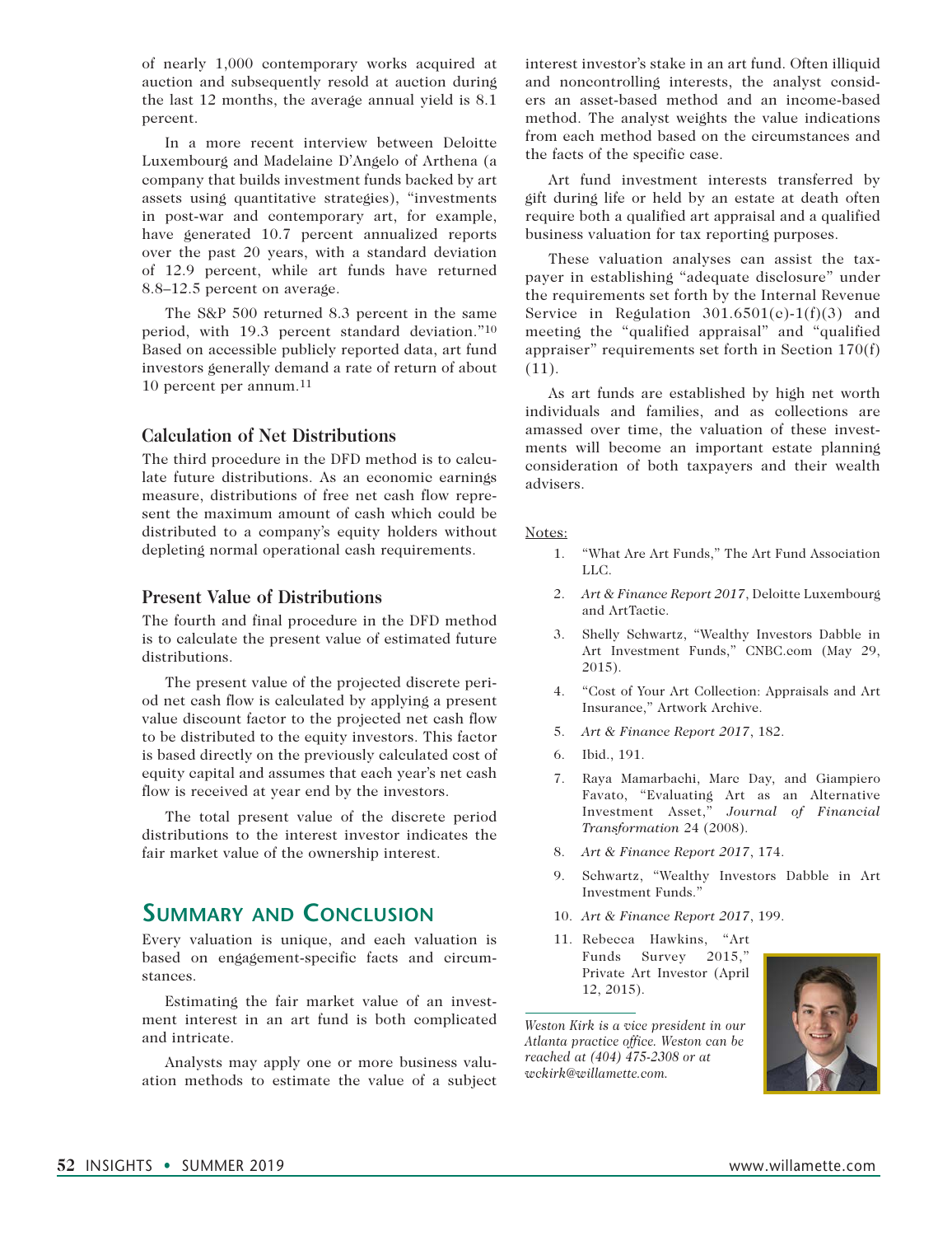of nearly 1,000 contemporary works acquired at auction and subsequently resold at auction during the last 12 months, the average annual yield is 8.1 percent.

In a more recent interview between Deloitte Luxembourg and Madelaine D'Angelo of Arthena (a company that builds investment funds backed by art assets using quantitative strategies), "investments in post-war and contemporary art, for example, have generated 10.7 percent annualized reports over the past 20 years, with a standard deviation of 12.9 percent, while art funds have returned 8.8–12.5 percent on average.

The S&P 500 returned 8.3 percent in the same period, with 19.3 percent standard deviation."[10] Based on accessible publicly reported data, art fund investors generally demand a rate of return of about 10 percent per annum.[11]

### Calculation of Net Distributions

The third procedure in the DFD method is to calculate future distributions. As an economic earnings measure, distributions of free net cash flow represent the maximum amount of cash which could be distributed to a company's equity holders without depleting normal operational cash requirements.

### Present Value of Distributions

The fourth and final procedure in the DFD method is to calculate the present value of estimated future distributions.

The present value of the projected discrete period net cash flow is calculated by applying a present value discount factor to the projected net cash flow to be distributed to the equity investors. This factor is based directly on the previously calculated cost of equity capital and assumes that each year's net cash flow is received at year end by the investors.

The total present value of the discrete period distributions to the interest investor indicates the fair market value of the ownership interest.

## Summary and Conclusion

Every valuation is unique, and each valuation is based on engagement-specific facts and circumstances.

Estimating the fair market value of an investment interest in an art fund is both complicated and intricate.

Analysts may apply one or more business valuation methods to estimate the value of a subject interest investor's stake in an art fund. Often illiquid and noncontrolling interests, the analyst considers an asset-based method and an income-based method. The analyst weights the value indications from each method based on the circumstances and the facts of the specific case.

Art fund investment interests transferred by gift during life or held by an estate at death often require both a qualified art appraisal and a qualified business valuation for tax reporting purposes.

These valuation analyses can assist the taxpayer in establishing "adequate disclosure" under the requirements set forth by the Internal Revenue Service in Regulation 301.6501(c)-1(f)(3) and meeting the "qualified appraisal" and "qualified appraiser" requirements set forth in Section 170(f)(11).

As art funds are established by high net worth individuals and families, and as collections are amassed over time, the valuation of these investments will become an important estate planning consideration of both taxpayers and their wealth advisers.

Notes:

1. "What Are Art Funds," The Art Fund Association LLC.
2. *Art & Finance Report 2017*, Deloitte Luxembourg and ArtTactic.
3. Shelly Schwartz, "Wealthy Investors Dabble in Art Investment Funds," CNBC.com (May 29, 2015).
4. "Cost of Your Art Collection: Appraisals and Art Insurance," Artwork Archive.
5. *Art & Finance Report 2017*, 182.
6. Ibid., 191.
7. Raya Mamarbachi, Marc Day, and Giampiero Favato, "Evaluating Art as an Alternative Investment Asset," *Journal of Financial Transformation* 24 (2008).
8. *Art & Finance Report 2017*, 174.
9. Schwartz, "Wealthy Investors Dabble in Art Investment Funds."
10. *Art & Finance Report 2017*, 199.
11. Rebecca Hawkins, "Art Funds Survey 2015," Private Art Investor (April 12, 2015).

*Weston Kirk is a vice president in our Atlanta practice office. Weston can be reached at (404) 475-2308 or at wckirk@willamette.com.*